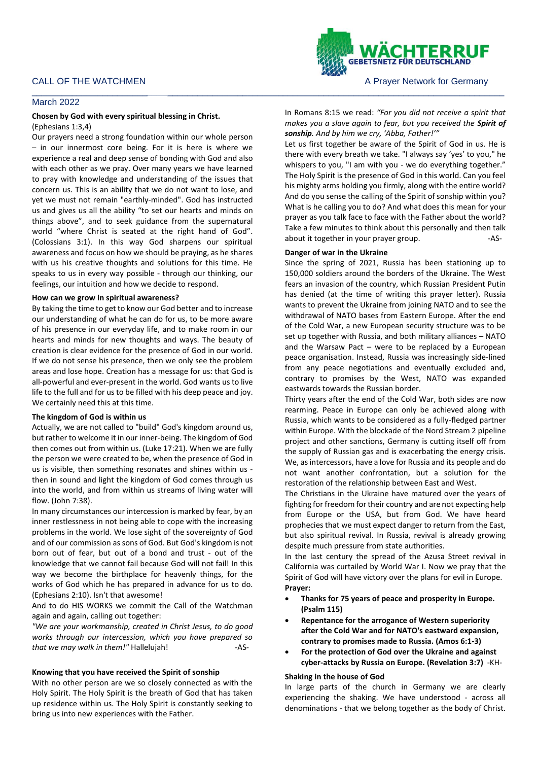CALL OF THE WATCHMEN

WÄCHTERRUF GEBETSNETZ FÜR DEUTSCHLAND

A Prayer Network for Germany

March 2022

**Chosen by God with every spiritual blessing in Christ.**
(Ephesians 1:3,4)

Our prayers need a strong foundation within our whole person – in our innermost core being. For it is here is where we experience a real and deep sense of bonding with God and also with each other as we pray. Over many years we have learned to pray with knowledge and understanding of the issues that concern us. This is an ability that we do not want to lose, and yet we must not remain "earthly-minded". God has instructed us and gives us all the ability "to set our hearts and minds on things above", and to seek guidance from the supernatural world "where Christ is seated at the right hand of God". (Colossians 3:1). In this way God sharpens our spiritual awareness and focus on how we should be praying, as he shares with us his creative thoughts and solutions for this time. He speaks to us in every way possible - through our thinking, our feelings, our intuition and how we decide to respond.

**How can we grow in spiritual awareness?**

By taking the time to get to know our God better and to increase our understanding of what he can do for us, to be more aware of his presence in our everyday life, and to make room in our hearts and minds for new thoughts and ways. The beauty of creation is clear evidence for the presence of God in our world. If we do not sense his presence, then we only see the problem areas and lose hope. Creation has a message for us: that God is all-powerful and ever-present in the world. God wants us to live life to the full and for us to be filled with his deep peace and joy. We certainly need this at this time.

**The kingdom of God is within us**

Actually, we are not called to "build" God's kingdom around us, but rather to welcome it in our inner-being. The kingdom of God then comes out from within us. (Luke 17:21). When we are fully the person we were created to be, when the presence of God in us is visible, then something resonates and shines within us - then in sound and light the kingdom of God comes through us into the world, and from within us streams of living water will flow. (John 7:38).

In many circumstances our intercession is marked by fear, by an inner restlessness in not being able to cope with the increasing problems in the world. We lose sight of the sovereignty of God and of our commission as sons of God. But God's kingdom is not born out of fear, but out of a bond and trust - out of the knowledge that we cannot fail because God will not fail! In this way we become the birthplace for heavenly things, for the works of God which he has prepared in advance for us to do. (Ephesians 2:10). Isn't that awesome!

And to do HIS WORKS we commit the Call of the Watchman again and again, calling out together:

*"We are your workmanship, created in Christ Jesus, to do good works through our intercession, which you have prepared so that we may walk in them!"* Hallelujah! -AS-

**Knowing that you have received the Spirit of sonship**

With no other person are we so closely connected as with the Holy Spirit. The Holy Spirit is the breath of God that has taken up residence within us. The Holy Spirit is constantly seeking to bring us into new experiences with the Father.

In Romans 8:15 we read: *"For you did not receive a spirit that makes you a slave again to fear, but you received the* ***Spirit of sonship****. And by him we cry, 'Abba, Father!'"*

Let us first together be aware of the Spirit of God in us. He is there with every breath we take. "I always say 'yes' to you," he whispers to you, "I am with you - we do everything together." The Holy Spirit is the presence of God in this world. Can you feel his mighty arms holding you firmly, along with the entire world? And do you sense the calling of the Spirit of sonship within you? What is he calling you to do? And what does this mean for your prayer as you talk face to face with the Father about the world? Take a few minutes to think about this personally and then talk about it together in your prayer group. -AS-

**Danger of war in the Ukraine**

Since the spring of 2021, Russia has been stationing up to 150,000 soldiers around the borders of the Ukraine. The West fears an invasion of the country, which Russian President Putin has denied (at the time of writing this prayer letter). Russia wants to prevent the Ukraine from joining NATO and to see the withdrawal of NATO bases from Eastern Europe. After the end of the Cold War, a new European security structure was to be set up together with Russia, and both military alliances – NATO and the Warsaw Pact – were to be replaced by a European peace organisation. Instead, Russia was increasingly side-lined from any peace negotiations and eventually excluded and, contrary to promises by the West, NATO was expanded eastwards towards the Russian border.

Thirty years after the end of the Cold War, both sides are now rearming. Peace in Europe can only be achieved along with Russia, which wants to be considered as a fully-fledged partner within Europe. With the blockade of the Nord Stream 2 pipeline project and other sanctions, Germany is cutting itself off from the supply of Russian gas and is exacerbating the energy crisis. We, as intercessors, have a love for Russia and its people and do not want another confrontation, but a solution for the restoration of the relationship between East and West.

The Christians in the Ukraine have matured over the years of fighting for freedom for their country and are not expecting help from Europe or the USA, but from God. We have heard prophecies that we must expect danger to return from the East, but also spiritual revival. In Russia, revival is already growing despite much pressure from state authorities.

In the last century the spread of the Azusa Street revival in California was curtailed by World War I. Now we pray that the Spirit of God will have victory over the plans for evil in Europe.

**Prayer:**

- **Thanks for 75 years of peace and prosperity in Europe. (Psalm 115)**
- **Repentance for the arrogance of Western superiority after the Cold War and for NATO's eastward expansion, contrary to promises made to Russia. (Amos 6:1-3)**
- **For the protection of God over the Ukraine and against cyber-attacks by Russia on Europe. (Revelation 3:7)** -KH-

**Shaking in the house of God**

In large parts of the church in Germany we are clearly experiencing the shaking. We have understood - across all denominations - that we belong together as the body of Christ.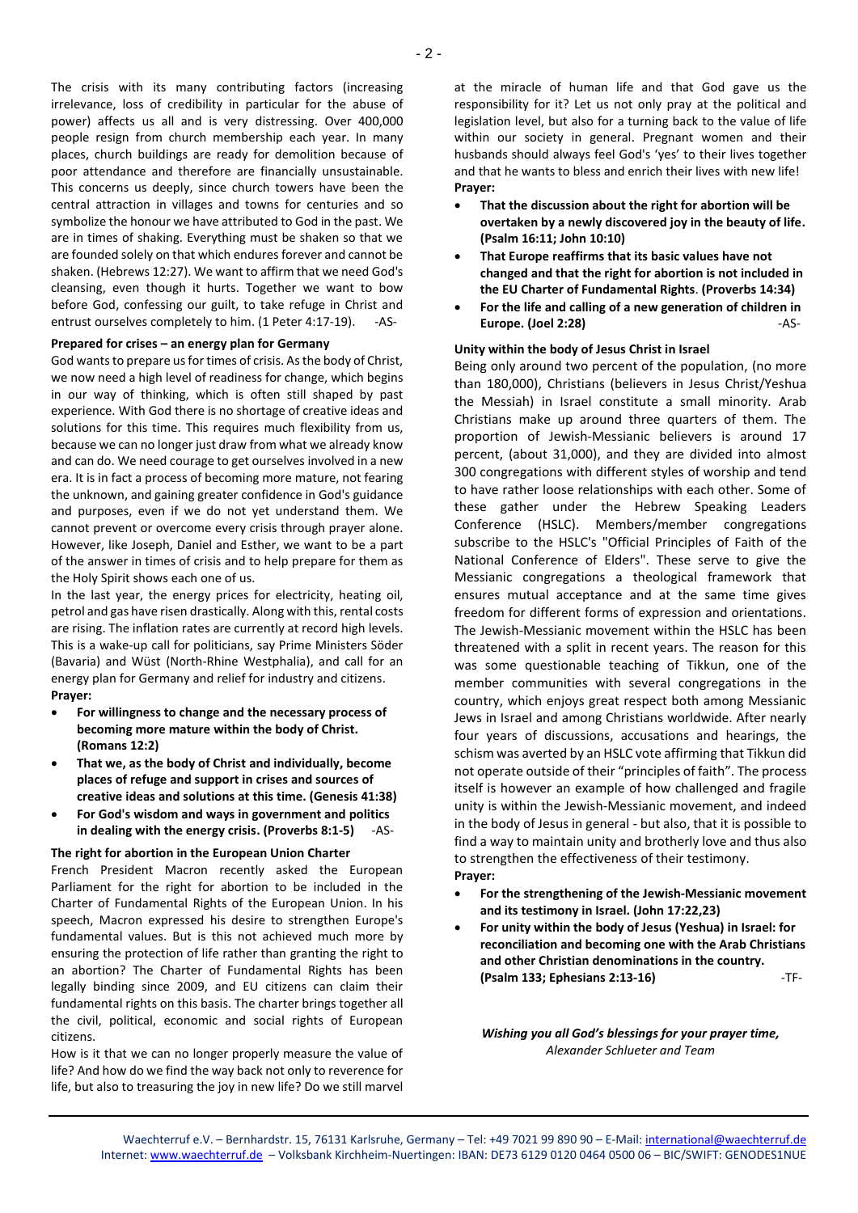The crisis with its many contributing factors (increasing irrelevance, loss of credibility in particular for the abuse of power) affects us all and is very distressing. Over 400,000 people resign from church membership each year. In many places, church buildings are ready for demolition because of poor attendance and therefore are financially unsustainable. This concerns us deeply, since church towers have been the central attraction in villages and towns for centuries and so symbolize the honour we have attributed to God in the past. We are in times of shaking. Everything must be shaken so that we are founded solely on that which endures forever and cannot be shaken. (Hebrews 12:27). We want to affirm that we need God's cleansing, even though it hurts. Together we want to bow before God, confessing our guilt, to take refuge in Christ and entrust ourselves completely to him. (1 Peter 4:17-19). -AS-

**Prepared for crises – an energy plan for Germany**

God wants to prepare us for times of crisis. As the body of Christ, we now need a high level of readiness for change, which begins in our way of thinking, which is often still shaped by past experience. With God there is no shortage of creative ideas and solutions for this time. This requires much flexibility from us, because we can no longer just draw from what we already know and can do. We need courage to get ourselves involved in a new era. It is in fact a process of becoming more mature, not fearing the unknown, and gaining greater confidence in God's guidance and purposes, even if we do not yet understand them. We cannot prevent or overcome every crisis through prayer alone. However, like Joseph, Daniel and Esther, we want to be a part of the answer in times of crisis and to help prepare for them as the Holy Spirit shows each one of us.

In the last year, the energy prices for electricity, heating oil, petrol and gas have risen drastically. Along with this, rental costs are rising. The inflation rates are currently at record high levels. This is a wake-up call for politicians, say Prime Ministers Söder (Bavaria) and Wüst (North-Rhine Westphalia), and call for an energy plan for Germany and relief for industry and citizens.

**Prayer:**

- **For willingness to change and the necessary process of becoming more mature within the body of Christ. (Romans 12:2)**
- **That we, as the body of Christ and individually, become places of refuge and support in crises and sources of creative ideas and solutions at this time. (Genesis 41:38)**
- **For God's wisdom and ways in government and politics in dealing with the energy crisis. (Proverbs 8:1-5)** -AS-

**The right for abortion in the European Union Charter**

French President Macron recently asked the European Parliament for the right for abortion to be included in the Charter of Fundamental Rights of the European Union. In his speech, Macron expressed his desire to strengthen Europe's fundamental values. But is this not achieved much more by ensuring the protection of life rather than granting the right to an abortion? The Charter of Fundamental Rights has been legally binding since 2009, and EU citizens can claim their fundamental rights on this basis. The charter brings together all the civil, political, economic and social rights of European citizens.

How is it that we can no longer properly measure the value of life? And how do we find the way back not only to reverence for life, but also to treasuring the joy in new life? Do we still marvel at the miracle of human life and that God gave us the responsibility for it? Let us not only pray at the political and legislation level, but also for a turning back to the value of life within our society in general. Pregnant women and their husbands should always feel God's 'yes' to their lives together and that he wants to bless and enrich their lives with new life!

**Prayer:**

- **That the discussion about the right for abortion will be overtaken by a newly discovered joy in the beauty of life. (Psalm 16:11; John 10:10)**
- **That Europe reaffirms that its basic values have not changed and that the right for abortion is not included in the EU Charter of Fundamental Rights**. **(Proverbs 14:34)**
- **For the life and calling of a new generation of children in Europe. (Joel 2:28)** -AS-

**Unity within the body of Jesus Christ in Israel**

Being only around two percent of the population, (no more than 180,000), Christians (believers in Jesus Christ/Yeshua the Messiah) in Israel constitute a small minority. Arab Christians make up around three quarters of them. The proportion of Jewish-Messianic believers is around 17 percent, (about 31,000), and they are divided into almost 300 congregations with different styles of worship and tend to have rather loose relationships with each other. Some of these gather under the Hebrew Speaking Leaders Conference (HSLC). Members/member congregations subscribe to the HSLC's "Official Principles of Faith of the National Conference of Elders". These serve to give the Messianic congregations a theological framework that ensures mutual acceptance and at the same time gives freedom for different forms of expression and orientations. The Jewish-Messianic movement within the HSLC has been threatened with a split in recent years. The reason for this was some questionable teaching of Tikkun, one of the member communities with several congregations in the country, which enjoys great respect both among Messianic Jews in Israel and among Christians worldwide. After nearly four years of discussions, accusations and hearings, the schism was averted by an HSLC vote affirming that Tikkun did not operate outside of their "principles of faith". The process itself is however an example of how challenged and fragile unity is within the Jewish-Messianic movement, and indeed in the body of Jesus in general - but also, that it is possible to find a way to maintain unity and brotherly love and thus also to strengthen the effectiveness of their testimony.

**Prayer:**

- **For the strengthening of the Jewish-Messianic movement and its testimony in Israel. (John 17:22,23)**
- **For unity within the body of Jesus (Yeshua) in Israel: for reconciliation and becoming one with the Arab Christians and other Christian denominations in the country. (Psalm 133; Ephesians 2:13-16)** -TF-

***Wishing you all God's blessings for your prayer time,***
*Alexander Schlueter and Team*

Waechterruf e.V. – Bernhardstr. 15, 76131 Karlsruhe, Germany – Tel: +49 7021 99 890 90 – E-Mail: international@waechterruf.de
Internet: www.waechterruf.de – Volksbank Kirchheim-Nuertingen: IBAN: DE73 6129 0120 0464 0500 06 – BIC/SWIFT: GENODES1NUE